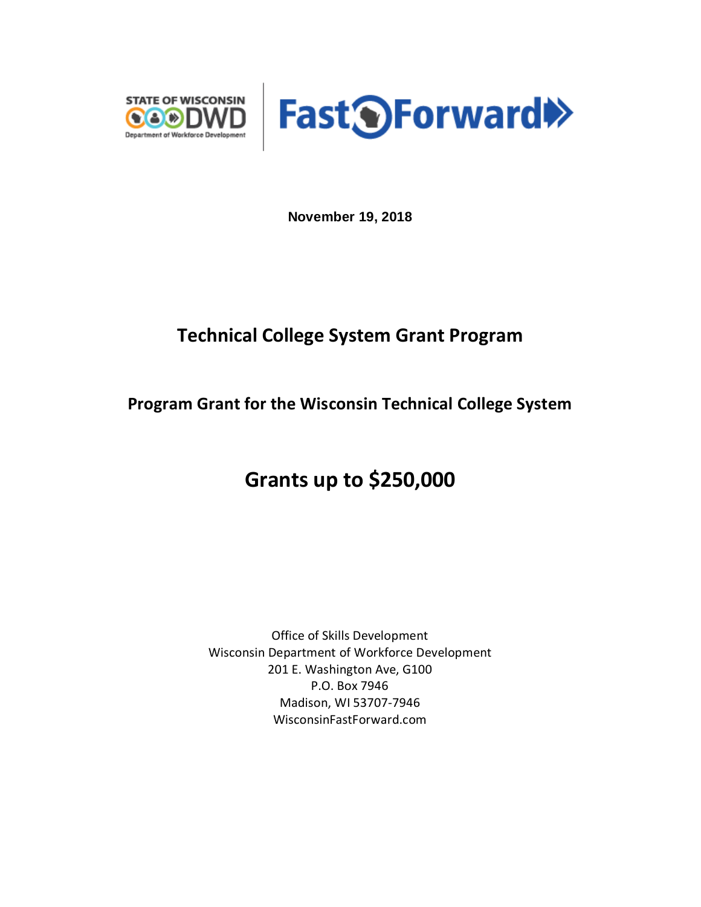STATE OF WISCONSIN DWD
Department of Workforce Development

Fast Forward

**November 19, 2018**

# Technical College System Grant Program

## Program Grant for the Wisconsin Technical College System

# Grants up to $250,000

Office of Skills Development
Wisconsin Department of Workforce Development
201 E. Washington Ave, G100
P.O. Box 7946
Madison, WI 53707-7946
WisconsinFastForward.com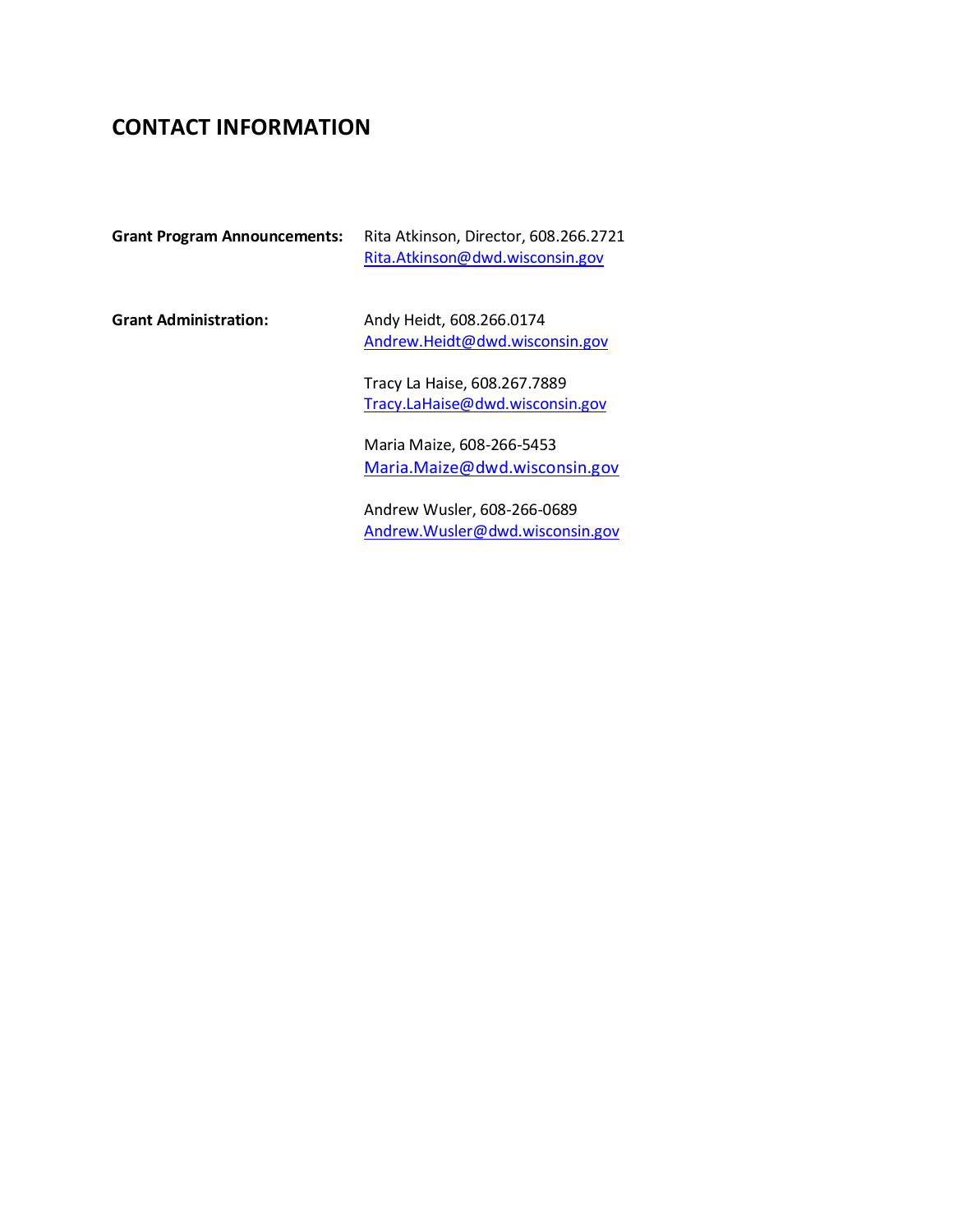# CONTACT INFORMATION

**Grant Program Announcements:** Rita Atkinson, Director, 608.266.2721
Rita.Atkinson@dwd.wisconsin.gov

**Grant Administration:**

Andy Heidt, 608.266.0174
Andrew.Heidt@dwd.wisconsin.gov

Tracy La Haise, 608.267.7889
Tracy.LaHaise@dwd.wisconsin.gov

Maria Maize, 608-266-5453
Maria.Maize@dwd.wisconsin.gov

Andrew Wusler, 608-266-0689
Andrew.Wusler@dwd.wisconsin.gov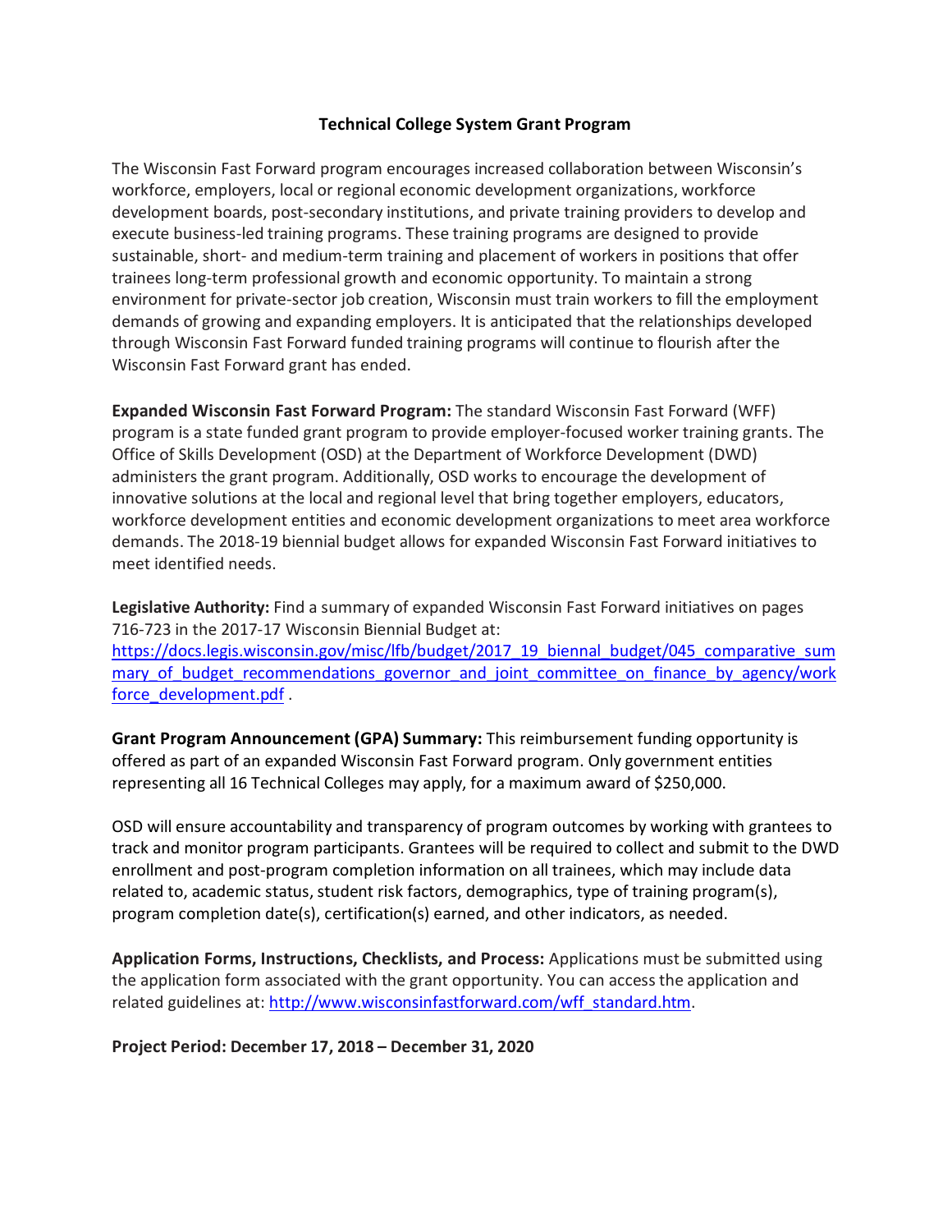## Technical College System Grant Program

The Wisconsin Fast Forward program encourages increased collaboration between Wisconsin's workforce, employers, local or regional economic development organizations, workforce development boards, post-secondary institutions, and private training providers to develop and execute business-led training programs. These training programs are designed to provide sustainable, short- and medium-term training and placement of workers in positions that offer trainees long-term professional growth and economic opportunity. To maintain a strong environment for private-sector job creation, Wisconsin must train workers to fill the employment demands of growing and expanding employers. It is anticipated that the relationships developed through Wisconsin Fast Forward funded training programs will continue to flourish after the Wisconsin Fast Forward grant has ended.

**Expanded Wisconsin Fast Forward Program:** The standard Wisconsin Fast Forward (WFF) program is a state funded grant program to provide employer-focused worker training grants. The Office of Skills Development (OSD) at the Department of Workforce Development (DWD) administers the grant program. Additionally, OSD works to encourage the development of innovative solutions at the local and regional level that bring together employers, educators, workforce development entities and economic development organizations to meet area workforce demands. The 2018-19 biennial budget allows for expanded Wisconsin Fast Forward initiatives to meet identified needs.

**Legislative Authority:** Find a summary of expanded Wisconsin Fast Forward initiatives on pages 716-723 in the 2017-17 Wisconsin Biennial Budget at: [https://docs.legis.wisconsin.gov/misc/lfb/budget/2017_19_biennal_budget/045_comparative_summary_of_budget_recommendations_governor_and_joint_committee_on_finance_by_agency/workforce_development.pdf](https://docs.legis.wisconsin.gov/misc/lfb/budget/2017_19_biennal_budget/045_comparative_summary_of_budget_recommendations_governor_and_joint_committee_on_finance_by_agency/workforce_development.pdf) .

**Grant Program Announcement (GPA) Summary:** This reimbursement funding opportunity is offered as part of an expanded Wisconsin Fast Forward program. Only government entities representing all 16 Technical Colleges may apply, for a maximum award of $250,000.

OSD will ensure accountability and transparency of program outcomes by working with grantees to track and monitor program participants. Grantees will be required to collect and submit to the DWD enrollment and post-program completion information on all trainees, which may include data related to, academic status, student risk factors, demographics, type of training program(s), program completion date(s), certification(s) earned, and other indicators, as needed.

**Application Forms, Instructions, Checklists, and Process:** Applications must be submitted using the application form associated with the grant opportunity. You can access the application and related guidelines at: [http://www.wisconsinfastforward.com/wff_standard.htm](http://www.wisconsinfastforward.com/wff_standard.htm).

**Project Period: December 17, 2018 – December 31, 2020**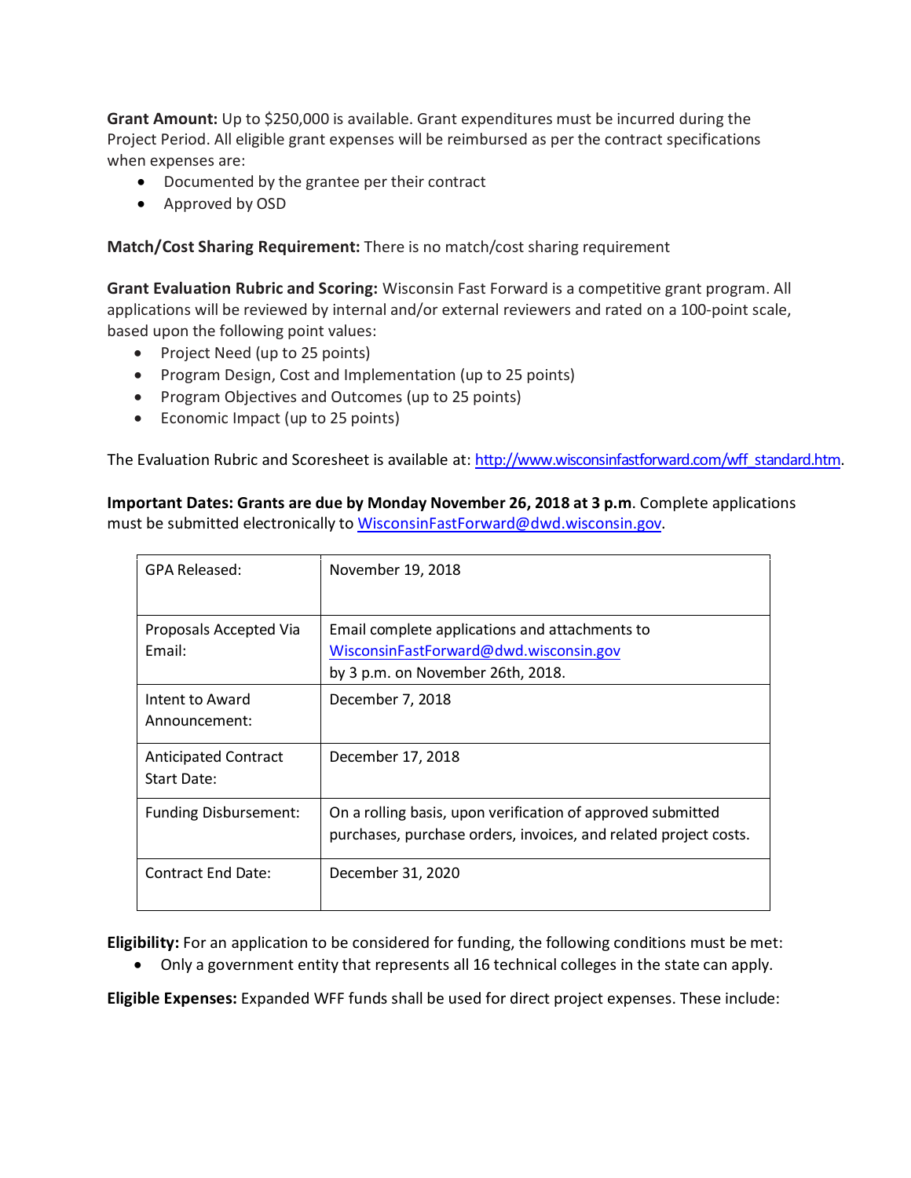**Grant Amount:** Up to $250,000 is available. Grant expenditures must be incurred during the Project Period. All eligible grant expenses will be reimbursed as per the contract specifications when expenses are:

- Documented by the grantee per their contract
- Approved by OSD

**Match/Cost Sharing Requirement:** There is no match/cost sharing requirement

**Grant Evaluation Rubric and Scoring:** Wisconsin Fast Forward is a competitive grant program. All applications will be reviewed by internal and/or external reviewers and rated on a 100-point scale, based upon the following point values:

- Project Need (up to 25 points)
- Program Design, Cost and Implementation (up to 25 points)
- Program Objectives and Outcomes (up to 25 points)
- Economic Impact (up to 25 points)

The Evaluation Rubric and Scoresheet is available at: [http://www.wisconsinfastforward.com/wff_standard.htm](http://www.wisconsinfastforward.com/wff_standard.htm).

**Important Dates: Grants are due by Monday November 26, 2018 at 3 p.m**. Complete applications must be submitted electronically to [WisconsinFastForward@dwd.wisconsin.gov](mailto:WisconsinFastForward@dwd.wisconsin.gov).

| | |
|---|---|
| GPA Released: | November 19, 2018 |
| Proposals Accepted Via Email: | Email complete applications and attachments to [WisconsinFastForward@dwd.wisconsin.gov](mailto:WisconsinFastForward@dwd.wisconsin.gov) by 3 p.m. on November 26th, 2018. |
| Intent to Award Announcement: | December 7, 2018 |
| Anticipated Contract Start Date: | December 17, 2018 |
| Funding Disbursement: | On a rolling basis, upon verification of approved submitted purchases, purchase orders, invoices, and related project costs. |
| Contract End Date: | December 31, 2020 |

**Eligibility:** For an application to be considered for funding, the following conditions must be met:

- Only a government entity that represents all 16 technical colleges in the state can apply.

**Eligible Expenses:** Expanded WFF funds shall be used for direct project expenses. These include: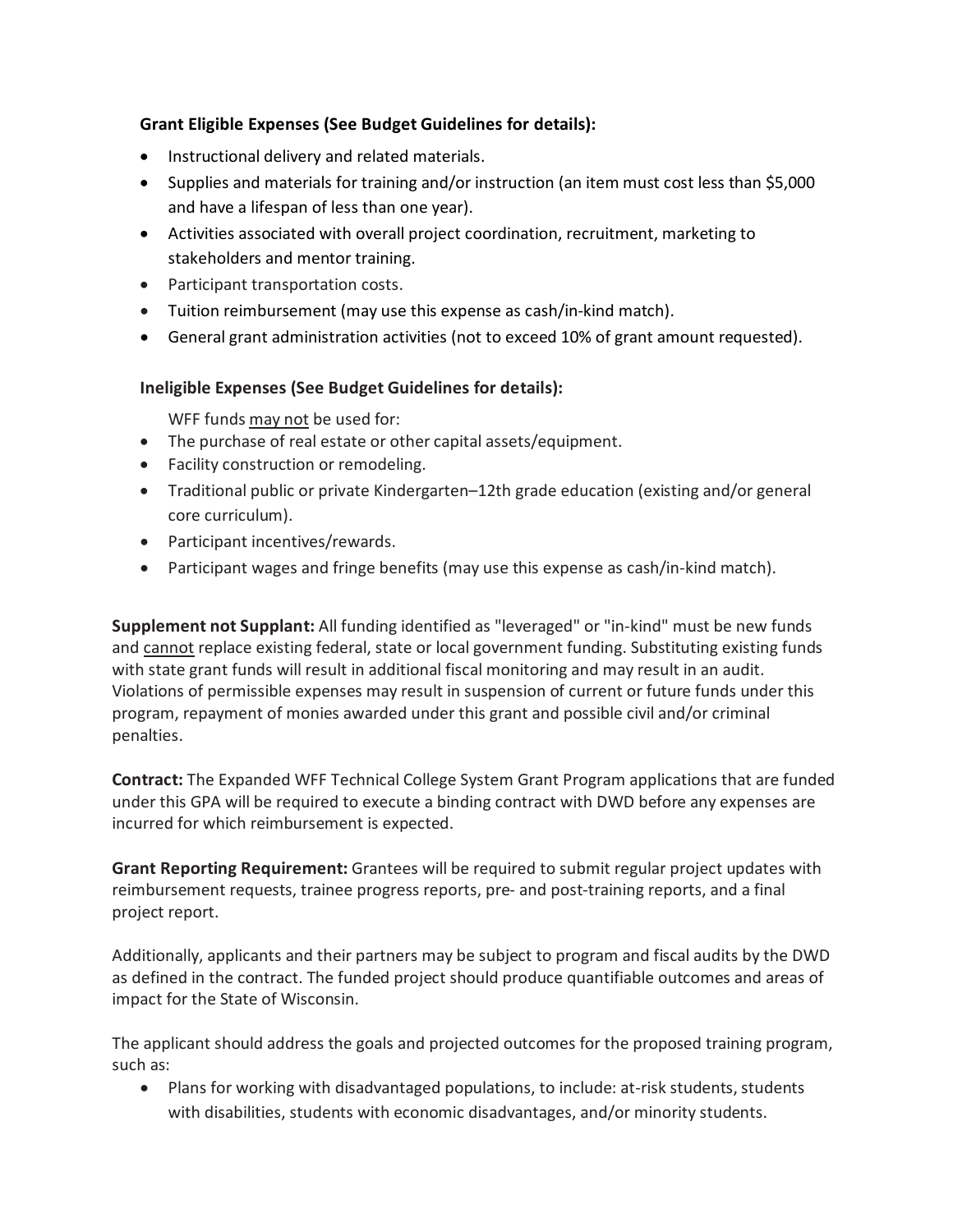**Grant Eligible Expenses (See Budget Guidelines for details):**

- Instructional delivery and related materials.
- Supplies and materials for training and/or instruction (an item must cost less than $5,000 and have a lifespan of less than one year).
- Activities associated with overall project coordination, recruitment, marketing to stakeholders and mentor training.
- Participant transportation costs.
- Tuition reimbursement (may use this expense as cash/in-kind match).
- General grant administration activities (not to exceed 10% of grant amount requested).

**Ineligible Expenses (See Budget Guidelines for details):**

WFF funds <u>may not</u> be used for:

- The purchase of real estate or other capital assets/equipment.
- Facility construction or remodeling.
- Traditional public or private Kindergarten–12th grade education (existing and/or general core curriculum).
- Participant incentives/rewards.
- Participant wages and fringe benefits (may use this expense as cash/in-kind match).

**Supplement not Supplant:** All funding identified as "leveraged" or "in-kind" must be new funds and <u>cannot</u> replace existing federal, state or local government funding. Substituting existing funds with state grant funds will result in additional fiscal monitoring and may result in an audit. Violations of permissible expenses may result in suspension of current or future funds under this program, repayment of monies awarded under this grant and possible civil and/or criminal penalties.

**Contract:** The Expanded WFF Technical College System Grant Program applications that are funded under this GPA will be required to execute a binding contract with DWD before any expenses are incurred for which reimbursement is expected.

**Grant Reporting Requirement:** Grantees will be required to submit regular project updates with reimbursement requests, trainee progress reports, pre- and post-training reports, and a final project report.

Additionally, applicants and their partners may be subject to program and fiscal audits by the DWD as defined in the contract. The funded project should produce quantifiable outcomes and areas of impact for the State of Wisconsin.

The applicant should address the goals and projected outcomes for the proposed training program, such as:

- Plans for working with disadvantaged populations, to include: at-risk students, students with disabilities, students with economic disadvantages, and/or minority students.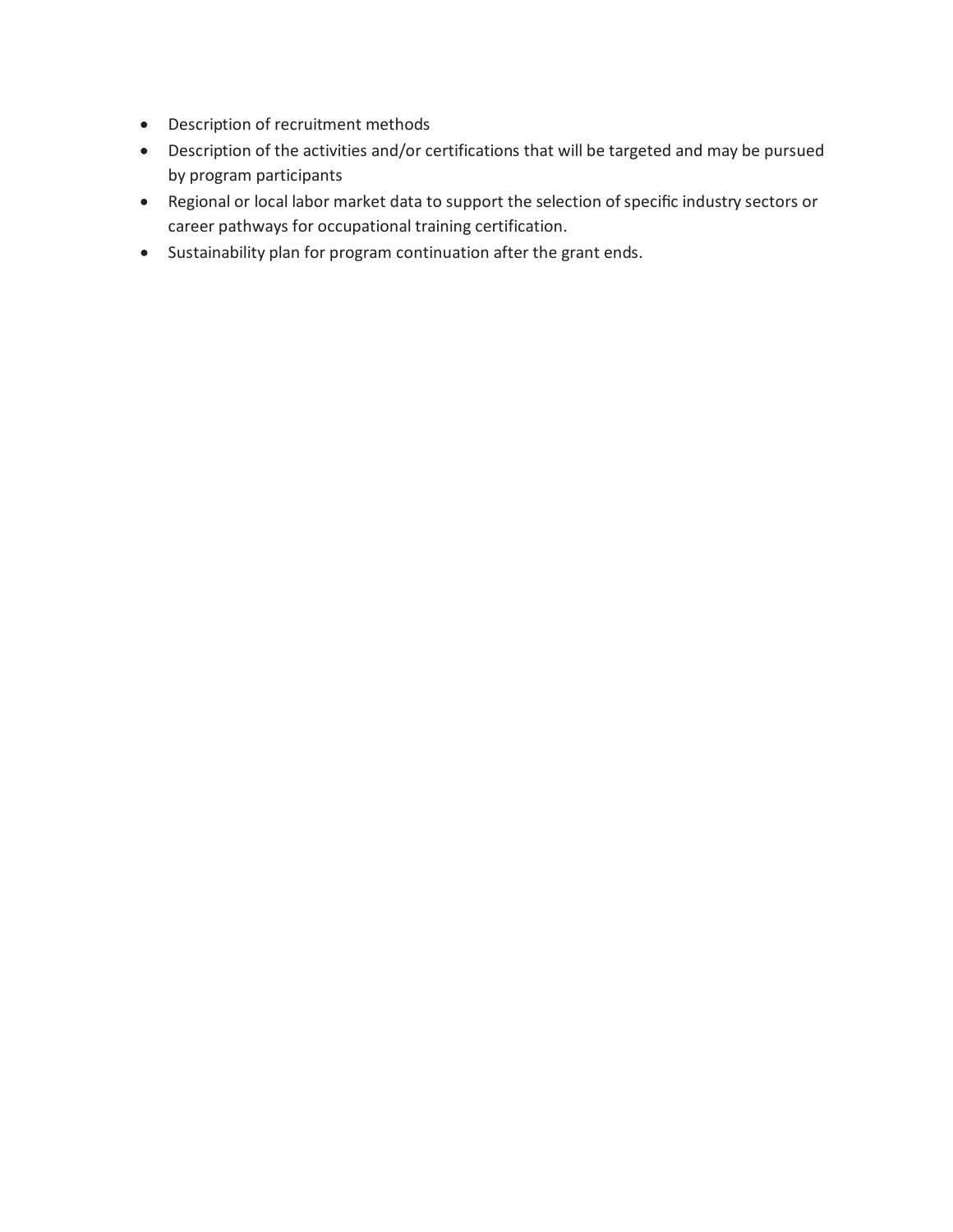- Description of recruitment methods
- Description of the activities and/or certifications that will be targeted and may be pursued by program participants
- Regional or local labor market data to support the selection of specific industry sectors or career pathways for occupational training certification.
- Sustainability plan for program continuation after the grant ends.